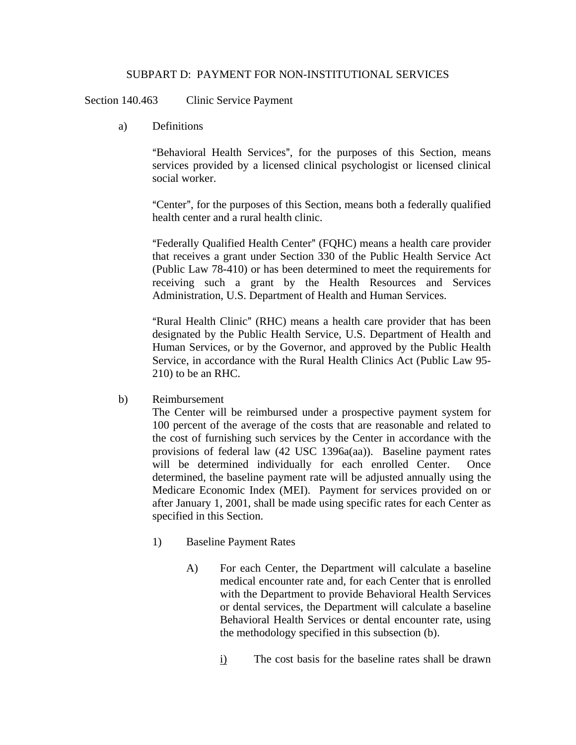## SUBPART D: PAYMENT FOR NON-INSTITUTIONAL SERVICES

### Section 140.463 Clinic Service Payment

a) Definitions

"Behavioral Health Services", for the purposes of this Section, means services provided by a licensed clinical psychologist or licensed clinical social worker.

"Center", for the purposes of this Section, means both a federally qualified health center and a rural health clinic.

"Federally Qualified Health Center" (FQHC) means a health care provider that receives a grant under Section 330 of the Public Health Service Act (Public Law 78-410) or has been determined to meet the requirements for receiving such a grant by the Health Resources and Services Administration, U.S. Department of Health and Human Services.

"Rural Health Clinic" (RHC) means a health care provider that has been designated by the Public Health Service, U.S. Department of Health and Human Services, or by the Governor, and approved by the Public Health Service, in accordance with the Rural Health Clinics Act (Public Law 95-210) to be an RHC.

b) Reimbursement

The Center will be reimbursed under a prospective payment system for 100 percent of the average of the costs that are reasonable and related to the cost of furnishing such services by the Center in accordance with the provisions of federal law (42 USC 1396a(aa)). Baseline payment rates will be determined individually for each enrolled Center. Once determined, the baseline payment rate will be adjusted annually using the Medicare Economic Index (MEI). Payment for services provided on or after January 1, 2001, shall be made using specific rates for each Center as specified in this Section.

1) Baseline Payment Rates

A) For each Center, the Department will calculate a baseline medical encounter rate and, for each Center that is enrolled with the Department to provide Behavioral Health Services or dental services, the Department will calculate a baseline Behavioral Health Services or dental encounter rate, using the methodology specified in this subsection (b).

i) The cost basis for the baseline rates shall be drawn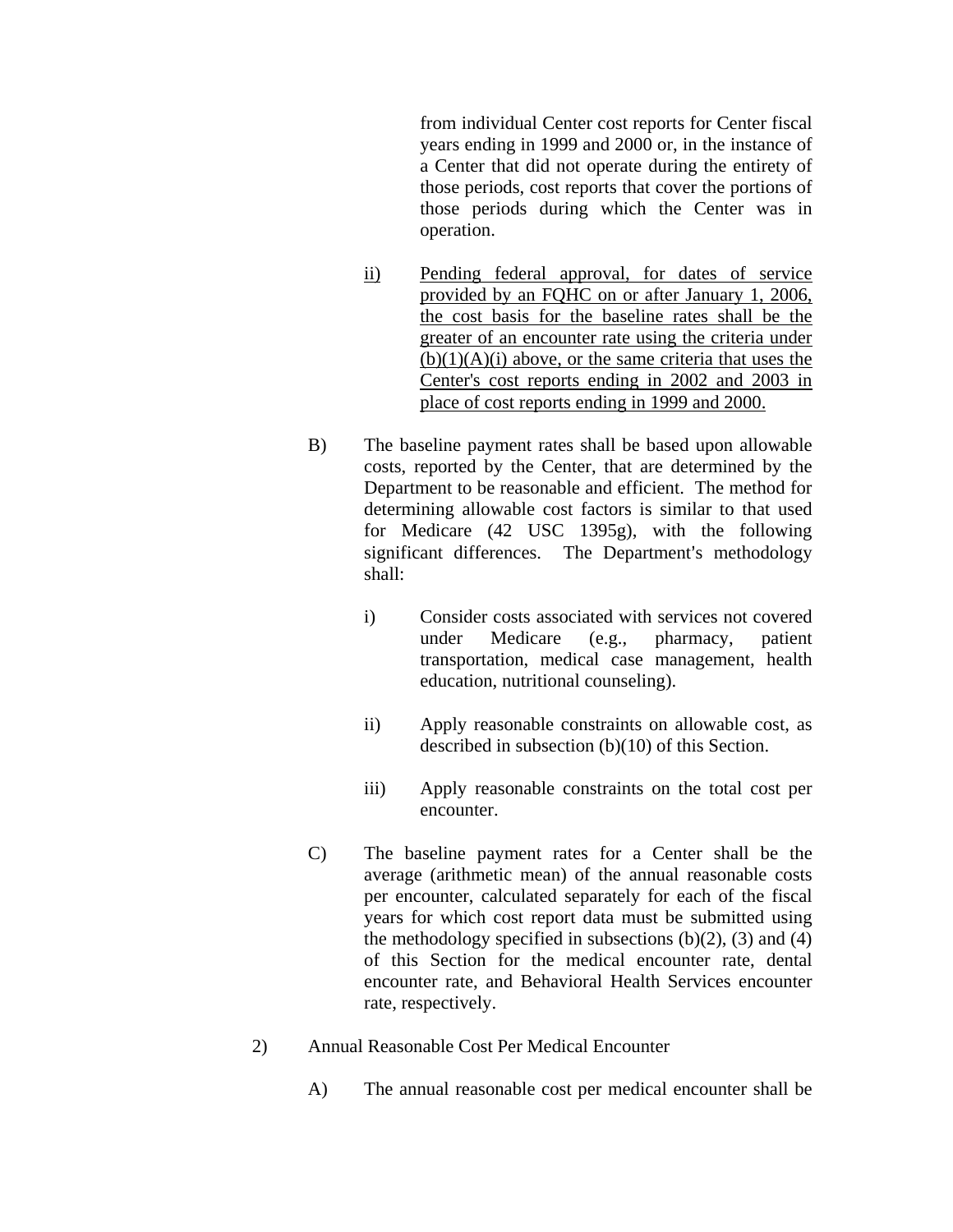from individual Center cost reports for Center fiscal years ending in 1999 and 2000 or, in the instance of a Center that did not operate during the entirety of those periods, cost reports that cover the portions of those periods during which the Center was in operation.

ii) Pending federal approval, for dates of service provided by an FQHC on or after January 1, 2006, the cost basis for the baseline rates shall be the greater of an encounter rate using the criteria under (b)(1)(A)(i) above, or the same criteria that uses the Center's cost reports ending in 2002 and 2003 in place of cost reports ending in 1999 and 2000.

B) The baseline payment rates shall be based upon allowable costs, reported by the Center, that are determined by the Department to be reasonable and efficient. The method for determining allowable cost factors is similar to that used for Medicare (42 USC 1395g), with the following significant differences. The Department's methodology shall:

i) Consider costs associated with services not covered under Medicare (e.g., pharmacy, patient transportation, medical case management, health education, nutritional counseling).

ii) Apply reasonable constraints on allowable cost, as described in subsection (b)(10) of this Section.

iii) Apply reasonable constraints on the total cost per encounter.

C) The baseline payment rates for a Center shall be the average (arithmetic mean) of the annual reasonable costs per encounter, calculated separately for each of the fiscal years for which cost report data must be submitted using the methodology specified in subsections (b)(2), (3) and (4) of this Section for the medical encounter rate, dental encounter rate, and Behavioral Health Services encounter rate, respectively.

2) Annual Reasonable Cost Per Medical Encounter

A) The annual reasonable cost per medical encounter shall be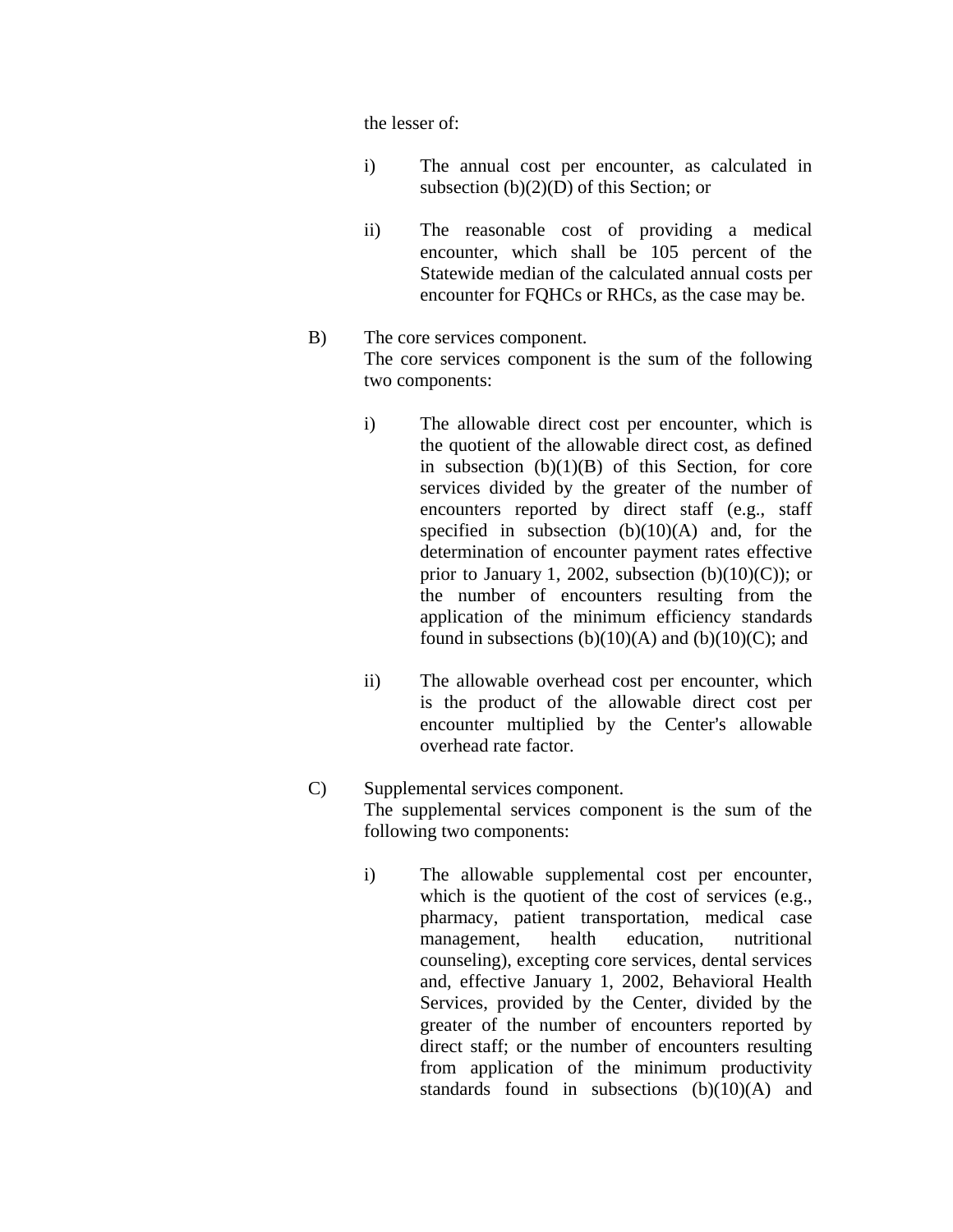the lesser of:

i) The annual cost per encounter, as calculated in subsection (b)(2)(D) of this Section; or

ii) The reasonable cost of providing a medical encounter, which shall be 105 percent of the Statewide median of the calculated annual costs per encounter for FQHCs or RHCs, as the case may be.

B) The core services component.
The core services component is the sum of the following two components:

i) The allowable direct cost per encounter, which is the quotient of the allowable direct cost, as defined in subsection (b)(1)(B) of this Section, for core services divided by the greater of the number of encounters reported by direct staff (e.g., staff specified in subsection (b)(10)(A) and, for the determination of encounter payment rates effective prior to January 1, 2002, subsection (b)(10)(C)); or the number of encounters resulting from the application of the minimum efficiency standards found in subsections (b)(10)(A) and (b)(10)(C); and

ii) The allowable overhead cost per encounter, which is the product of the allowable direct cost per encounter multiplied by the Center's allowable overhead rate factor.

C) Supplemental services component.
The supplemental services component is the sum of the following two components:

i) The allowable supplemental cost per encounter, which is the quotient of the cost of services (e.g., pharmacy, patient transportation, medical case management, health education, nutritional counseling), excepting core services, dental services and, effective January 1, 2002, Behavioral Health Services, provided by the Center, divided by the greater of the number of encounters reported by direct staff; or the number of encounters resulting from application of the minimum productivity standards found in subsections (b)(10)(A) and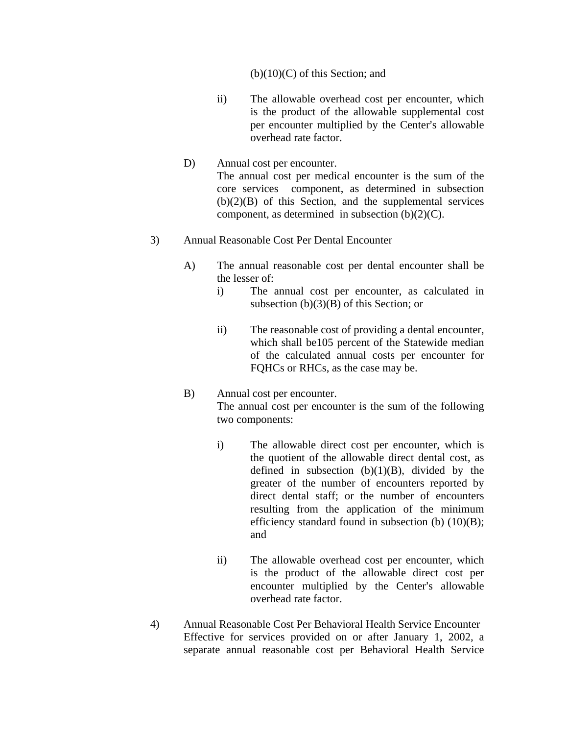(b)(10)(C) of this Section; and

ii) The allowable overhead cost per encounter, which is the product of the allowable supplemental cost per encounter multiplied by the Center's allowable overhead rate factor.

D) Annual cost per encounter.
The annual cost per medical encounter is the sum of the core services component, as determined in subsection (b)(2)(B) of this Section, and the supplemental services component, as determined in subsection (b)(2)(C).

3) Annual Reasonable Cost Per Dental Encounter

A) The annual reasonable cost per dental encounter shall be the lesser of:

i) The annual cost per encounter, as calculated in subsection (b)(3)(B) of this Section; or

ii) The reasonable cost of providing a dental encounter, which shall be105 percent of the Statewide median of the calculated annual costs per encounter for FQHCs or RHCs, as the case may be.

B) Annual cost per encounter.
The annual cost per encounter is the sum of the following two components:

i) The allowable direct cost per encounter, which is the quotient of the allowable direct dental cost, as defined in subsection (b)(1)(B), divided by the greater of the number of encounters reported by direct dental staff; or the number of encounters resulting from the application of the minimum efficiency standard found in subsection (b) (10)(B); and

ii) The allowable overhead cost per encounter, which is the product of the allowable direct cost per encounter multiplied by the Center's allowable overhead rate factor.

4) Annual Reasonable Cost Per Behavioral Health Service Encounter
Effective for services provided on or after January 1, 2002, a separate annual reasonable cost per Behavioral Health Service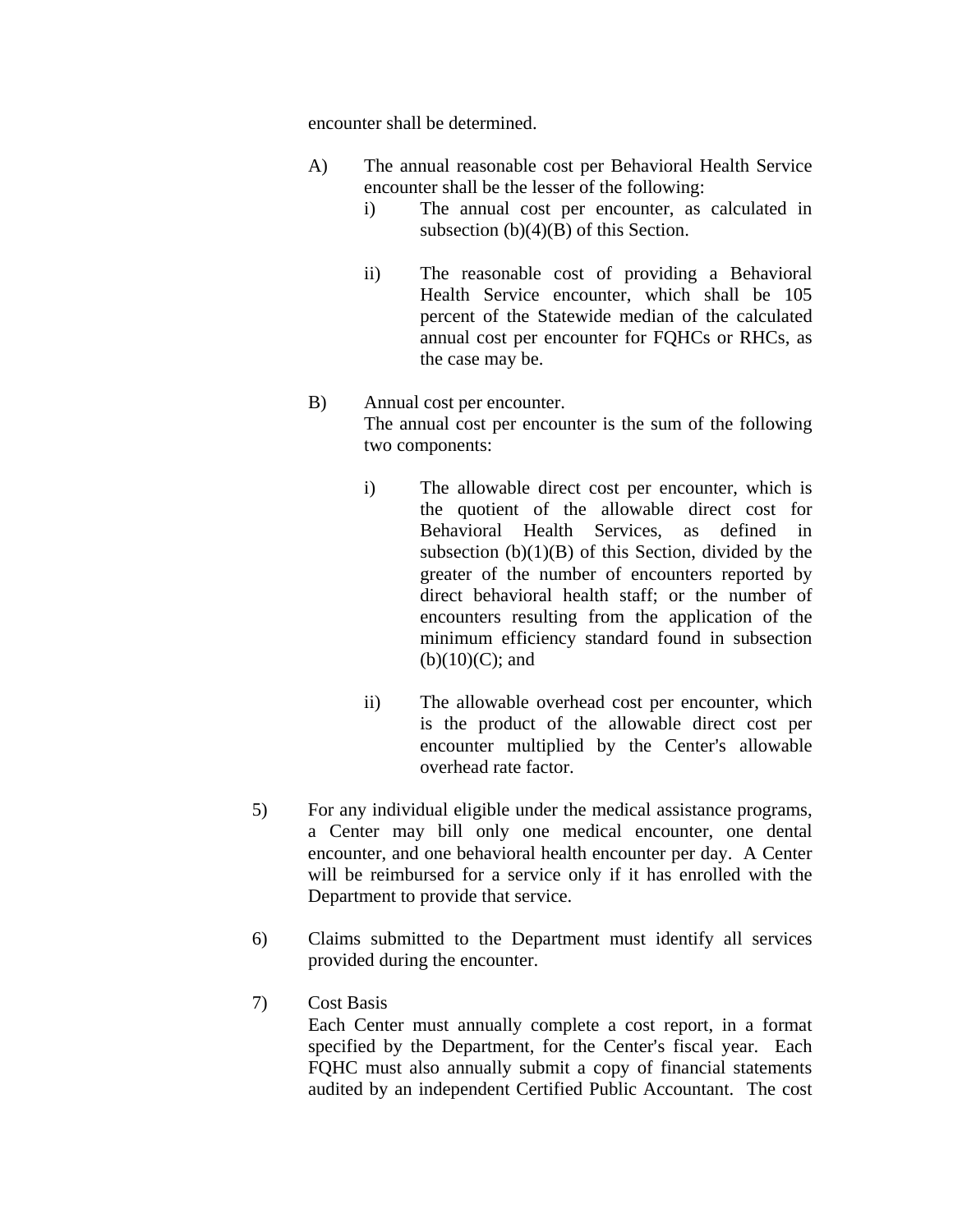encounter shall be determined.

A) The annual reasonable cost per Behavioral Health Service encounter shall be the lesser of the following:

   i) The annual cost per encounter, as calculated in subsection (b)(4)(B) of this Section.

   ii) The reasonable cost of providing a Behavioral Health Service encounter, which shall be 105 percent of the Statewide median of the calculated annual cost per encounter for FQHCs or RHCs, as the case may be.

B) Annual cost per encounter.
The annual cost per encounter is the sum of the following two components:

   i) The allowable direct cost per encounter, which is the quotient of the allowable direct cost for Behavioral Health Services, as defined in subsection (b)(1)(B) of this Section, divided by the greater of the number of encounters reported by direct behavioral health staff; or the number of encounters resulting from the application of the minimum efficiency standard found in subsection (b)(10)(C); and

   ii) The allowable overhead cost per encounter, which is the product of the allowable direct cost per encounter multiplied by the Center's allowable overhead rate factor.

5) For any individual eligible under the medical assistance programs, a Center may bill only one medical encounter, one dental encounter, and one behavioral health encounter per day. A Center will be reimbursed for a service only if it has enrolled with the Department to provide that service.

6) Claims submitted to the Department must identify all services provided during the encounter.

7) Cost Basis
Each Center must annually complete a cost report, in a format specified by the Department, for the Center's fiscal year. Each FQHC must also annually submit a copy of financial statements audited by an independent Certified Public Accountant. The cost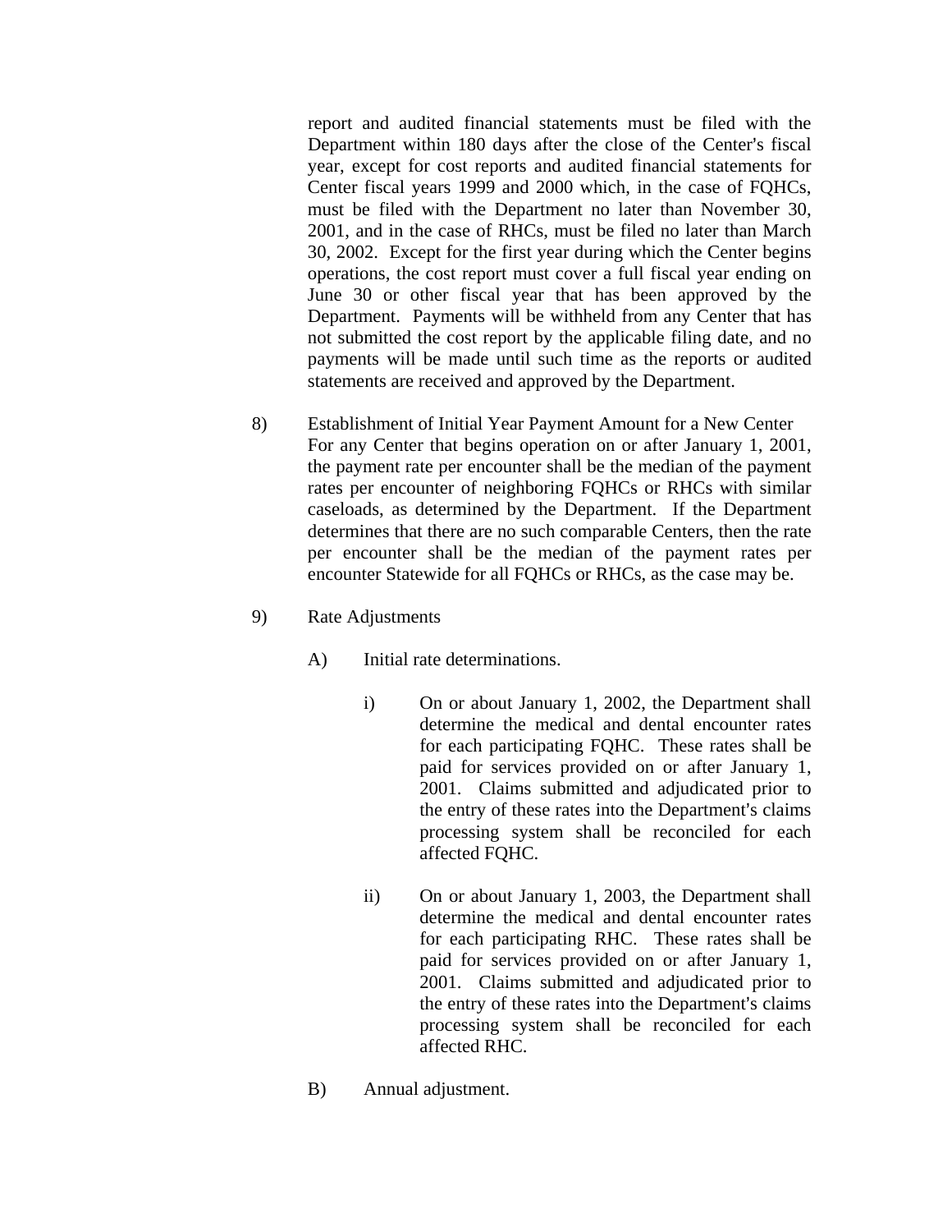report and audited financial statements must be filed with the Department within 180 days after the close of the Center's fiscal year, except for cost reports and audited financial statements for Center fiscal years 1999 and 2000 which, in the case of FQHCs, must be filed with the Department no later than November 30, 2001, and in the case of RHCs, must be filed no later than March 30, 2002. Except for the first year during which the Center begins operations, the cost report must cover a full fiscal year ending on June 30 or other fiscal year that has been approved by the Department. Payments will be withheld from any Center that has not submitted the cost report by the applicable filing date, and no payments will be made until such time as the reports or audited statements are received and approved by the Department.

8) Establishment of Initial Year Payment Amount for a New Center
For any Center that begins operation on or after January 1, 2001, the payment rate per encounter shall be the median of the payment rates per encounter of neighboring FQHCs or RHCs with similar caseloads, as determined by the Department. If the Department determines that there are no such comparable Centers, then the rate per encounter shall be the median of the payment rates per encounter Statewide for all FQHCs or RHCs, as the case may be.

9) Rate Adjustments

A) Initial rate determinations.

i) On or about January 1, 2002, the Department shall determine the medical and dental encounter rates for each participating FQHC. These rates shall be paid for services provided on or after January 1, 2001. Claims submitted and adjudicated prior to the entry of these rates into the Department's claims processing system shall be reconciled for each affected FQHC.

ii) On or about January 1, 2003, the Department shall determine the medical and dental encounter rates for each participating RHC. These rates shall be paid for services provided on or after January 1, 2001. Claims submitted and adjudicated prior to the entry of these rates into the Department's claims processing system shall be reconciled for each affected RHC.

B) Annual adjustment.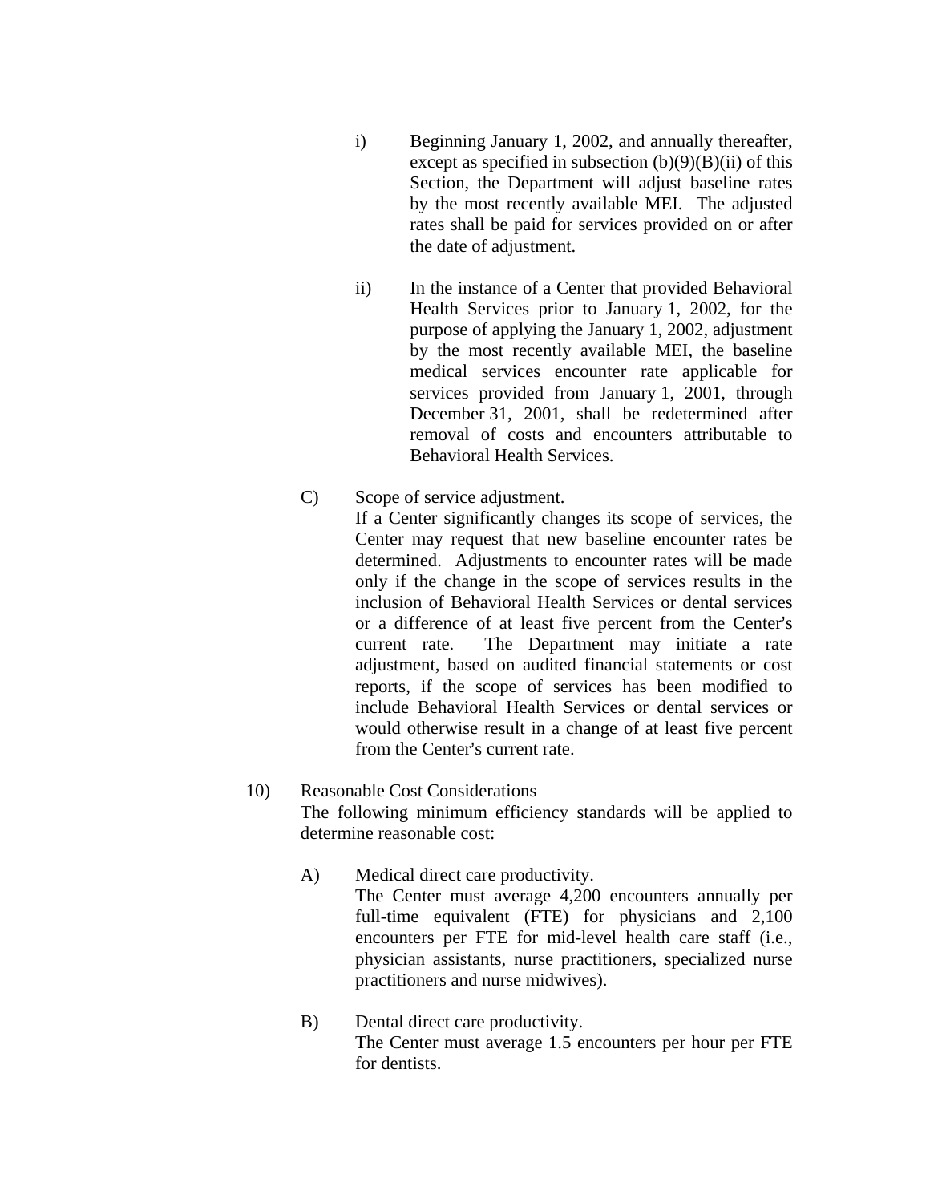i) Beginning January 1, 2002, and annually thereafter, except as specified in subsection (b)(9)(B)(ii) of this Section, the Department will adjust baseline rates by the most recently available MEI. The adjusted rates shall be paid for services provided on or after the date of adjustment.

ii) In the instance of a Center that provided Behavioral Health Services prior to January 1, 2002, for the purpose of applying the January 1, 2002, adjustment by the most recently available MEI, the baseline medical services encounter rate applicable for services provided from January 1, 2001, through December 31, 2001, shall be redetermined after removal of costs and encounters attributable to Behavioral Health Services.

C) Scope of service adjustment.
If a Center significantly changes its scope of services, the Center may request that new baseline encounter rates be determined. Adjustments to encounter rates will be made only if the change in the scope of services results in the inclusion of Behavioral Health Services or dental services or a difference of at least five percent from the Center's current rate. The Department may initiate a rate adjustment, based on audited financial statements or cost reports, if the scope of services has been modified to include Behavioral Health Services or dental services or would otherwise result in a change of at least five percent from the Center's current rate.

10) Reasonable Cost Considerations
The following minimum efficiency standards will be applied to determine reasonable cost:

A) Medical direct care productivity.
The Center must average 4,200 encounters annually per full-time equivalent (FTE) for physicians and 2,100 encounters per FTE for mid-level health care staff (i.e., physician assistants, nurse practitioners, specialized nurse practitioners and nurse midwives).

B) Dental direct care productivity.
The Center must average 1.5 encounters per hour per FTE for dentists.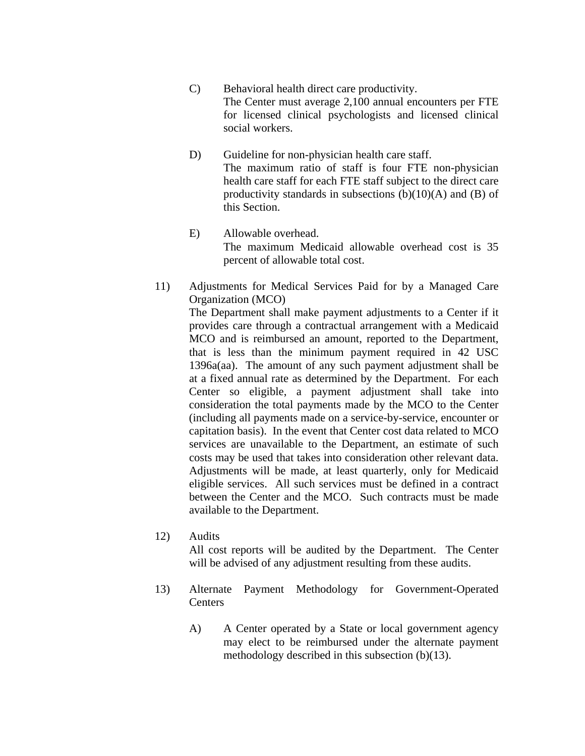C) Behavioral health direct care productivity.
The Center must average 2,100 annual encounters per FTE for licensed clinical psychologists and licensed clinical social workers.

D) Guideline for non-physician health care staff.
The maximum ratio of staff is four FTE non-physician health care staff for each FTE staff subject to the direct care productivity standards in subsections (b)(10)(A) and (B) of this Section.

E) Allowable overhead.
The maximum Medicaid allowable overhead cost is 35 percent of allowable total cost.

11) Adjustments for Medical Services Paid for by a Managed Care Organization (MCO)
The Department shall make payment adjustments to a Center if it provides care through a contractual arrangement with a Medicaid MCO and is reimbursed an amount, reported to the Department, that is less than the minimum payment required in 42 USC 1396a(aa). The amount of any such payment adjustment shall be at a fixed annual rate as determined by the Department. For each Center so eligible, a payment adjustment shall take into consideration the total payments made by the MCO to the Center (including all payments made on a service-by-service, encounter or capitation basis). In the event that Center cost data related to MCO services are unavailable to the Department, an estimate of such costs may be used that takes into consideration other relevant data. Adjustments will be made, at least quarterly, only for Medicaid eligible services. All such services must be defined in a contract between the Center and the MCO. Such contracts must be made available to the Department.

12) Audits
All cost reports will be audited by the Department. The Center will be advised of any adjustment resulting from these audits.

13) Alternate Payment Methodology for Government-Operated Centers

A) A Center operated by a State or local government agency may elect to be reimbursed under the alternate payment methodology described in this subsection (b)(13).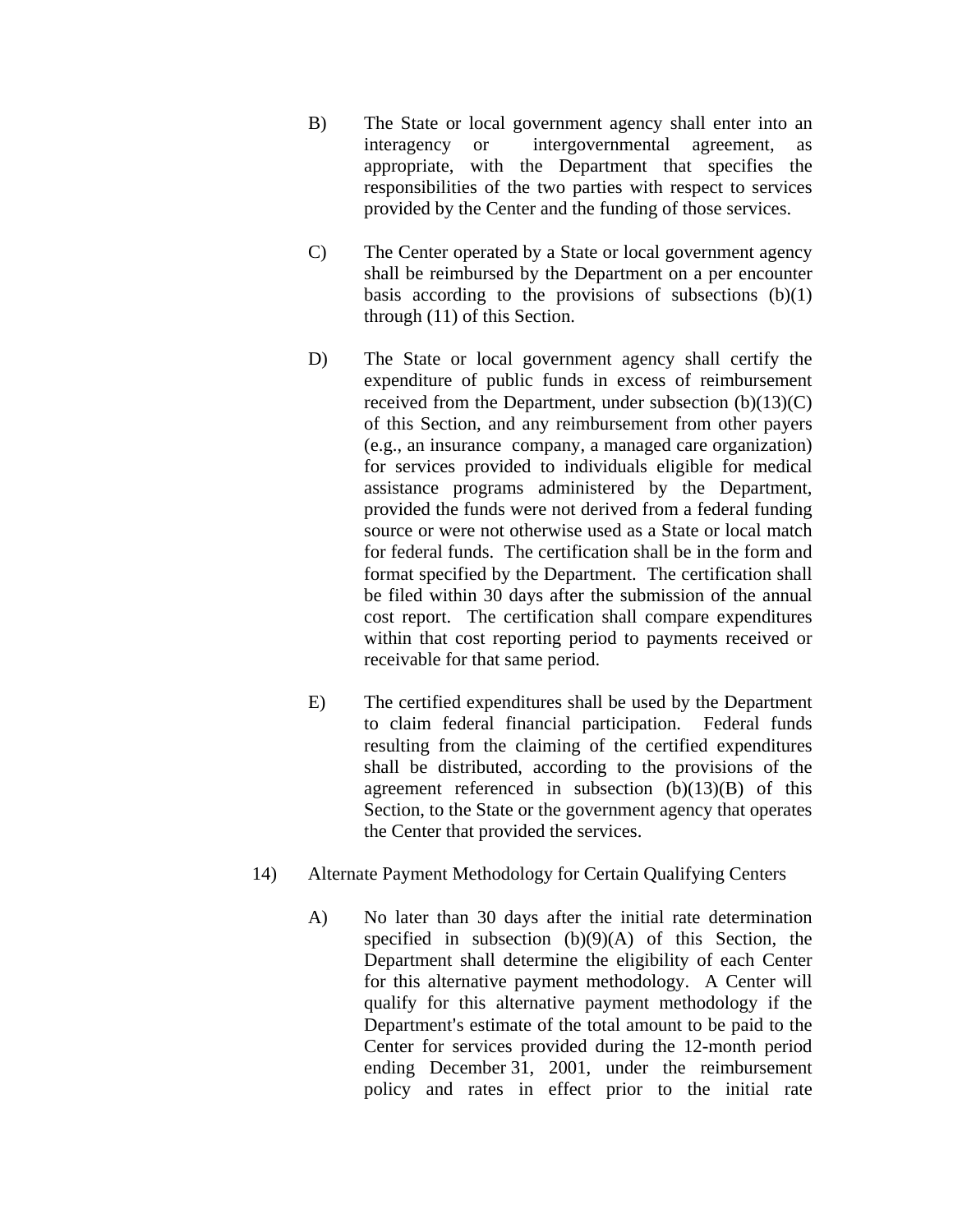B) The State or local government agency shall enter into an interagency or intergovernmental agreement, as appropriate, with the Department that specifies the responsibilities of the two parties with respect to services provided by the Center and the funding of those services.

C) The Center operated by a State or local government agency shall be reimbursed by the Department on a per encounter basis according to the provisions of subsections (b)(1) through (11) of this Section.

D) The State or local government agency shall certify the expenditure of public funds in excess of reimbursement received from the Department, under subsection (b)(13)(C) of this Section, and any reimbursement from other payers (e.g., an insurance company, a managed care organization) for services provided to individuals eligible for medical assistance programs administered by the Department, provided the funds were not derived from a federal funding source or were not otherwise used as a State or local match for federal funds. The certification shall be in the form and format specified by the Department. The certification shall be filed within 30 days after the submission of the annual cost report. The certification shall compare expenditures within that cost reporting period to payments received or receivable for that same period.

E) The certified expenditures shall be used by the Department to claim federal financial participation. Federal funds resulting from the claiming of the certified expenditures shall be distributed, according to the provisions of the agreement referenced in subsection (b)(13)(B) of this Section, to the State or the government agency that operates the Center that provided the services.

14) Alternate Payment Methodology for Certain Qualifying Centers

A) No later than 30 days after the initial rate determination specified in subsection (b)(9)(A) of this Section, the Department shall determine the eligibility of each Center for this alternative payment methodology. A Center will qualify for this alternative payment methodology if the Department's estimate of the total amount to be paid to the Center for services provided during the 12-month period ending December 31, 2001, under the reimbursement policy and rates in effect prior to the initial rate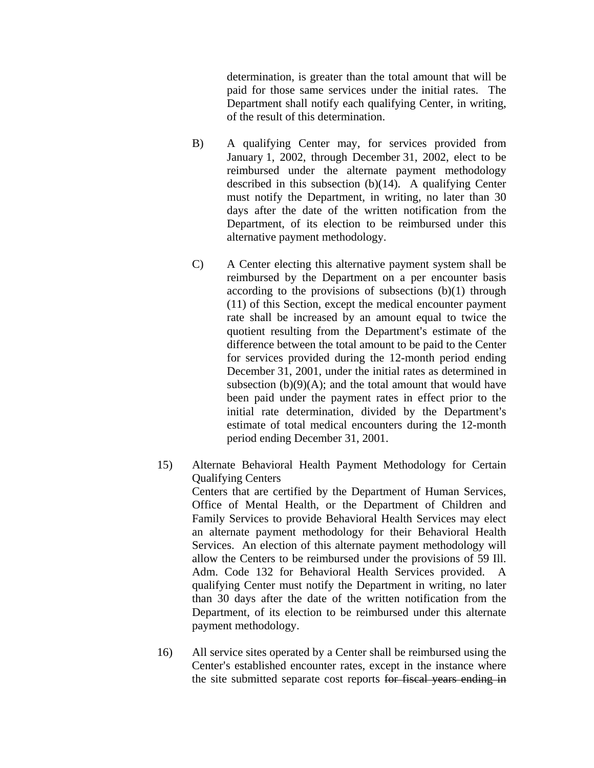determination, is greater than the total amount that will be paid for those same services under the initial rates. The Department shall notify each qualifying Center, in writing, of the result of this determination.

B) A qualifying Center may, for services provided from January 1, 2002, through December 31, 2002, elect to be reimbursed under the alternate payment methodology described in this subsection (b)(14). A qualifying Center must notify the Department, in writing, no later than 30 days after the date of the written notification from the Department, of its election to be reimbursed under this alternative payment methodology.

C) A Center electing this alternative payment system shall be reimbursed by the Department on a per encounter basis according to the provisions of subsections (b)(1) through (11) of this Section, except the medical encounter payment rate shall be increased by an amount equal to twice the quotient resulting from the Department's estimate of the difference between the total amount to be paid to the Center for services provided during the 12-month period ending December 31, 2001, under the initial rates as determined in subsection (b)(9)(A); and the total amount that would have been paid under the payment rates in effect prior to the initial rate determination, divided by the Department's estimate of total medical encounters during the 12-month period ending December 31, 2001.

15) Alternate Behavioral Health Payment Methodology for Certain Qualifying Centers
Centers that are certified by the Department of Human Services, Office of Mental Health, or the Department of Children and Family Services to provide Behavioral Health Services may elect an alternate payment methodology for their Behavioral Health Services. An election of this alternate payment methodology will allow the Centers to be reimbursed under the provisions of 59 Ill. Adm. Code 132 for Behavioral Health Services provided. A qualifying Center must notify the Department in writing, no later than 30 days after the date of the written notification from the Department, of its election to be reimbursed under this alternate payment methodology.

16) All service sites operated by a Center shall be reimbursed using the Center's established encounter rates, except in the instance where the site submitted separate cost reports ~~for fiscal years ending in~~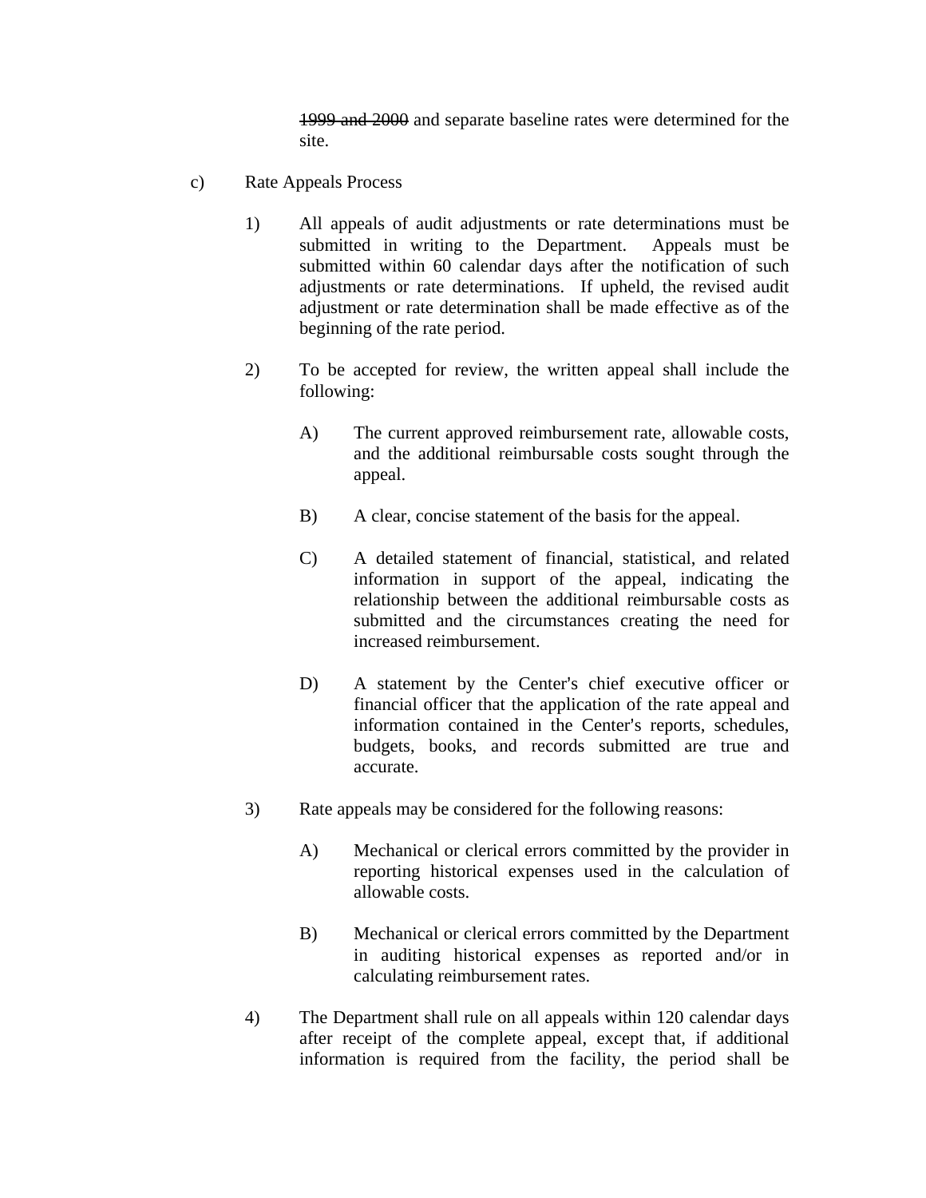~~1999 and 2000~~ and separate baseline rates were determined for the site.

c) Rate Appeals Process

1) All appeals of audit adjustments or rate determinations must be submitted in writing to the Department. Appeals must be submitted within 60 calendar days after the notification of such adjustments or rate determinations. If upheld, the revised audit adjustment or rate determination shall be made effective as of the beginning of the rate period.

2) To be accepted for review, the written appeal shall include the following:

   A) The current approved reimbursement rate, allowable costs, and the additional reimbursable costs sought through the appeal.

   B) A clear, concise statement of the basis for the appeal.

   C) A detailed statement of financial, statistical, and related information in support of the appeal, indicating the relationship between the additional reimbursable costs as submitted and the circumstances creating the need for increased reimbursement.

   D) A statement by the Center's chief executive officer or financial officer that the application of the rate appeal and information contained in the Center's reports, schedules, budgets, books, and records submitted are true and accurate.

3) Rate appeals may be considered for the following reasons:

   A) Mechanical or clerical errors committed by the provider in reporting historical expenses used in the calculation of allowable costs.

   B) Mechanical or clerical errors committed by the Department in auditing historical expenses as reported and/or in calculating reimbursement rates.

4) The Department shall rule on all appeals within 120 calendar days after receipt of the complete appeal, except that, if additional information is required from the facility, the period shall be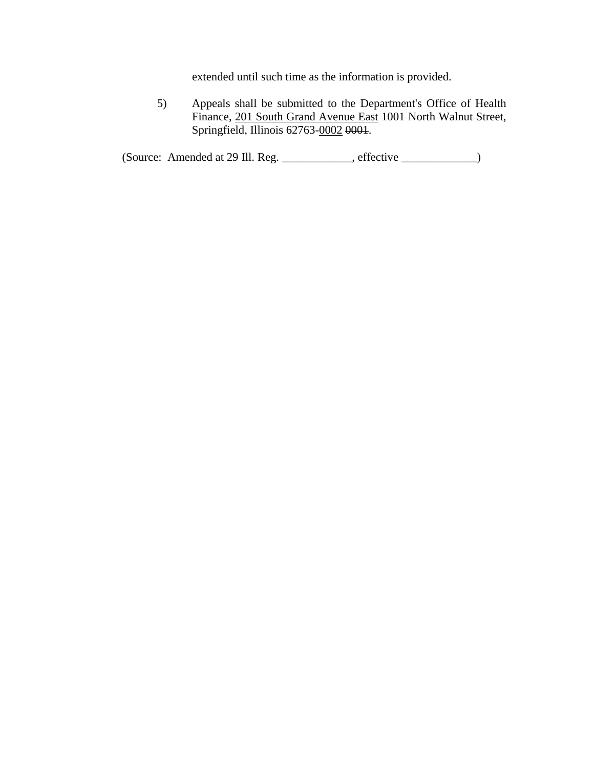extended until such time as the information is provided.

5) Appeals shall be submitted to the Department's Office of Health Finance, <u>201 South Grand Avenue East</u> ~~1001 North Walnut Street~~, Springfield, Illinois 62763-<u>0002</u> ~~0001~~.

(Source: Amended at 29 Ill. Reg. ____________, effective _____________)